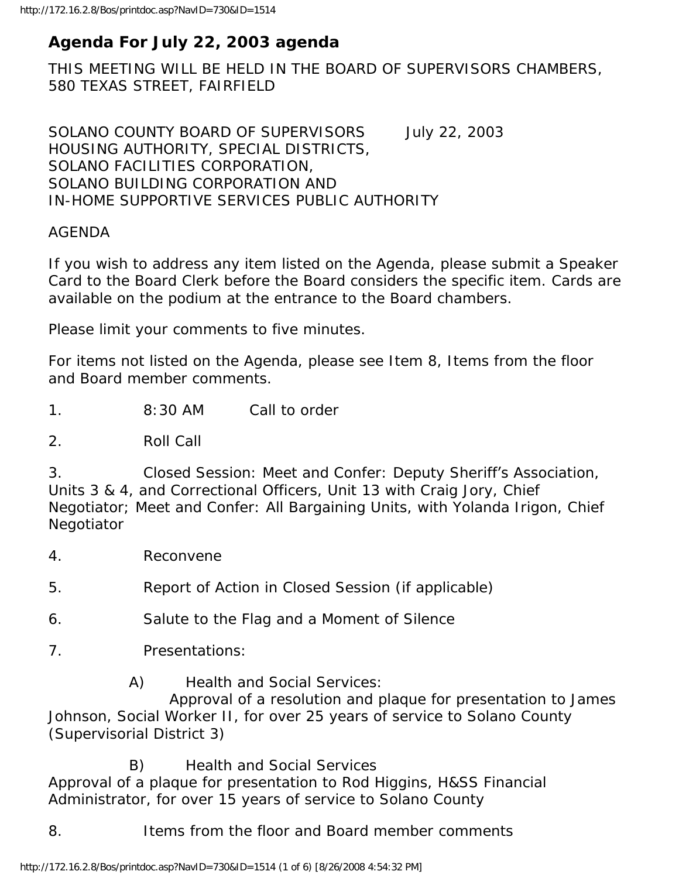# Agenda For July 22, 2003 agenda

THIS MEETING WILL BE HELD IN THE BOARD OF SUPERVISORS CHAMBERS, 580 TEXAS STREET, FAIRFIELD

SOLANO COUNTY BOARD OF SUPERVISORS July 22, 2003
HOUSING AUTHORITY, SPECIAL DISTRICTS,
SOLANO FACILITIES CORPORATION,
SOLANO BUILDING CORPORATION AND
IN-HOME SUPPORTIVE SERVICES PUBLIC AUTHORITY

AGENDA

If you wish to address any item listed on the Agenda, please submit a Speaker Card to the Board Clerk before the Board considers the specific item. Cards are available on the podium at the entrance to the Board chambers.

Please limit your comments to five minutes.

For items not listed on the Agenda, please see Item 8, Items from the floor and Board member comments.

1. 8:30 AM Call to order

2. Roll Call

3. Closed Session: Meet and Confer: Deputy Sheriff's Association, Units 3 & 4, and Correctional Officers, Unit 13 with Craig Jory, Chief Negotiator; Meet and Confer: All Bargaining Units, with Yolanda Irigon, Chief Negotiator

4. Reconvene

5. Report of Action in Closed Session (if applicable)

6. Salute to the Flag and a Moment of Silence

7. Presentations:

   A) Health and Social Services:
   Approval of a resolution and plaque for presentation to James Johnson, Social Worker II, for over 25 years of service to Solano County (Supervisorial District 3)

   B) Health and Social Services
   Approval of a plaque for presentation to Rod Higgins, H&SS Financial Administrator, for over 15 years of service to Solano County

8. Items from the floor and Board member comments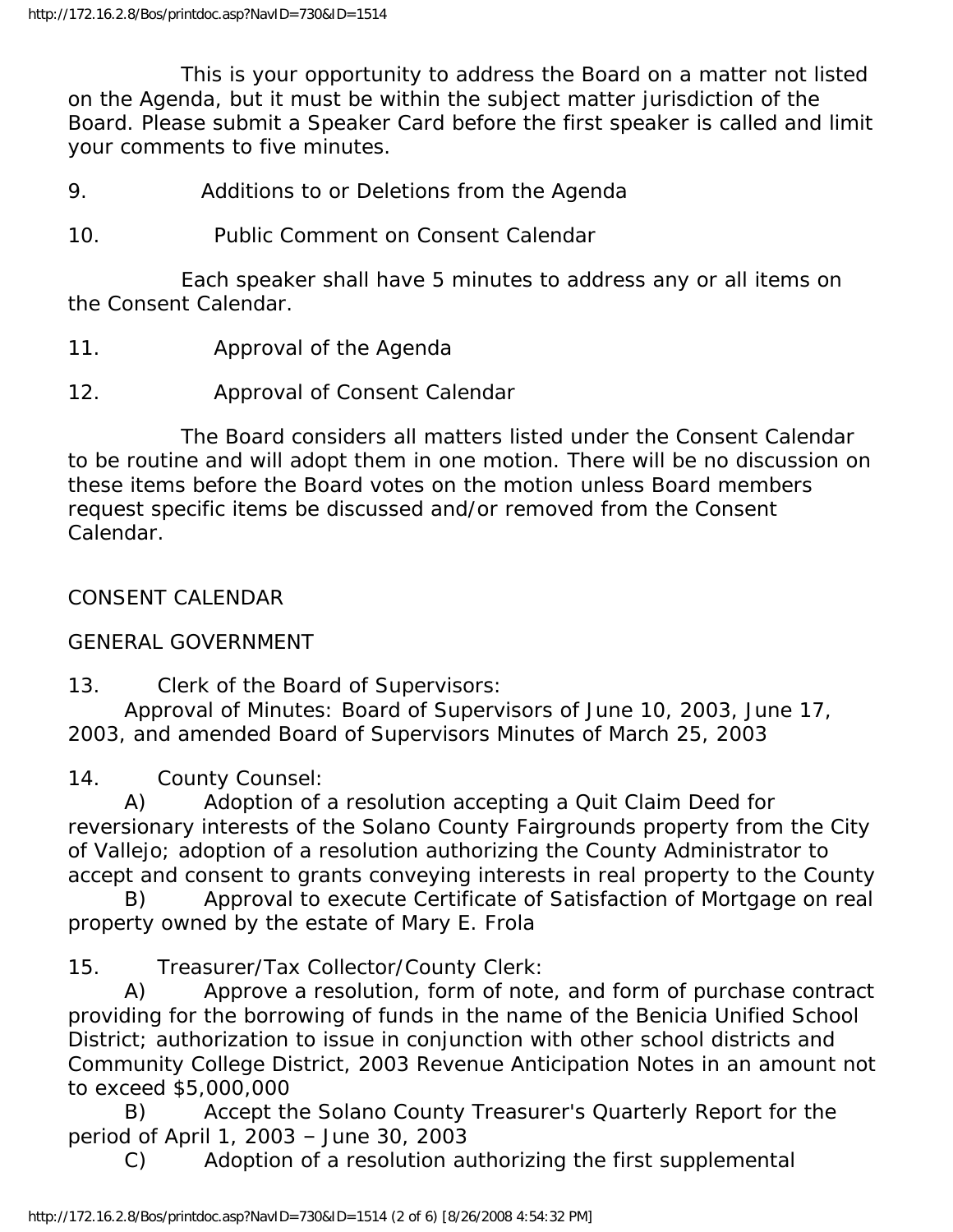This is your opportunity to address the Board on a matter not listed on the Agenda, but it must be within the subject matter jurisdiction of the Board. Please submit a Speaker Card before the first speaker is called and limit your comments to five minutes.

9. Additions to or Deletions from the Agenda

10. Public Comment on Consent Calendar

Each speaker shall have 5 minutes to address any or all items on the Consent Calendar.

11. Approval of the Agenda

12. Approval of Consent Calendar

The Board considers all matters listed under the Consent Calendar to be routine and will adopt them in one motion. There will be no discussion on these items before the Board votes on the motion unless Board members request specific items be discussed and/or removed from the Consent Calendar.

CONSENT CALENDAR

GENERAL GOVERNMENT

13. Clerk of the Board of Supervisors:
Approval of Minutes: Board of Supervisors of June 10, 2003, June 17, 2003, and amended Board of Supervisors Minutes of March 25, 2003

14. County Counsel:
A) Adoption of a resolution accepting a Quit Claim Deed for reversionary interests of the Solano County Fairgrounds property from the City of Vallejo; adoption of a resolution authorizing the County Administrator to accept and consent to grants conveying interests in real property to the County
B) Approval to execute Certificate of Satisfaction of Mortgage on real property owned by the estate of Mary E. Frola

15. Treasurer/Tax Collector/County Clerk:
A) Approve a resolution, form of note, and form of purchase contract providing for the borrowing of funds in the name of the Benicia Unified School District; authorization to issue in conjunction with other school districts and Community College District, 2003 Revenue Anticipation Notes in an amount not to exceed $5,000,000
B) Accept the Solano County Treasurer's Quarterly Report for the period of April 1, 2003 – June 30, 2003
C) Adoption of a resolution authorizing the first supplemental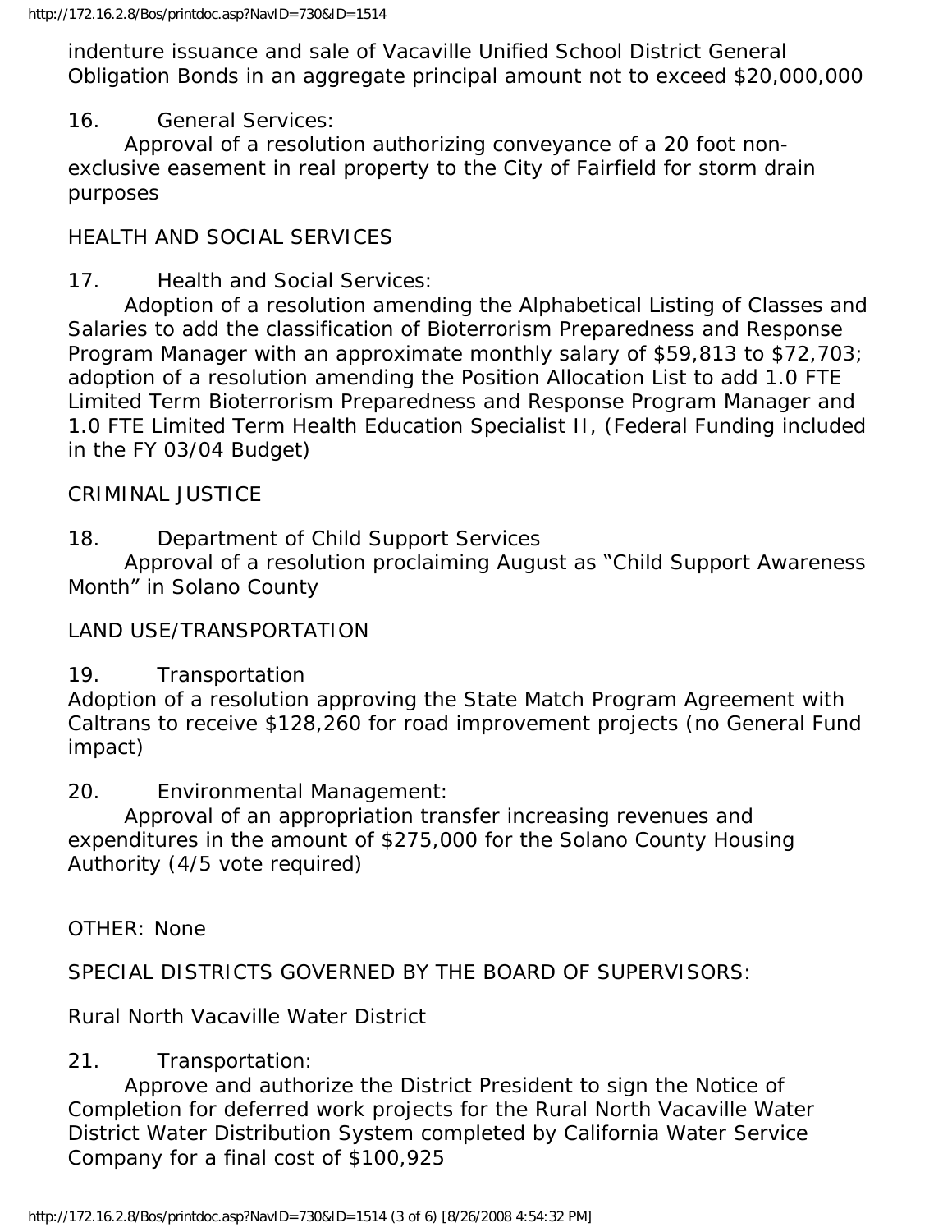indenture issuance and sale of Vacaville Unified School District General Obligation Bonds in an aggregate principal amount not to exceed $20,000,000

16. General Services:
Approval of a resolution authorizing conveyance of a 20 foot non-exclusive easement in real property to the City of Fairfield for storm drain purposes

HEALTH AND SOCIAL SERVICES

17. Health and Social Services:
Adoption of a resolution amending the Alphabetical Listing of Classes and Salaries to add the classification of Bioterrorism Preparedness and Response Program Manager with an approximate monthly salary of $59,813 to $72,703; adoption of a resolution amending the Position Allocation List to add 1.0 FTE Limited Term Bioterrorism Preparedness and Response Program Manager and 1.0 FTE Limited Term Health Education Specialist II, (Federal Funding included in the FY 03/04 Budget)

CRIMINAL JUSTICE

18. Department of Child Support Services
Approval of a resolution proclaiming August as "Child Support Awareness Month" in Solano County

LAND USE/TRANSPORTATION

19. Transportation
Adoption of a resolution approving the State Match Program Agreement with Caltrans to receive $128,260 for road improvement projects (no General Fund impact)

20. Environmental Management:
Approval of an appropriation transfer increasing revenues and expenditures in the amount of $275,000 for the Solano County Housing Authority (4/5 vote required)

OTHER: None

SPECIAL DISTRICTS GOVERNED BY THE BOARD OF SUPERVISORS:

Rural North Vacaville Water District

21. Transportation:
Approve and authorize the District President to sign the Notice of Completion for deferred work projects for the Rural North Vacaville Water District Water Distribution System completed by California Water Service Company for a final cost of $100,925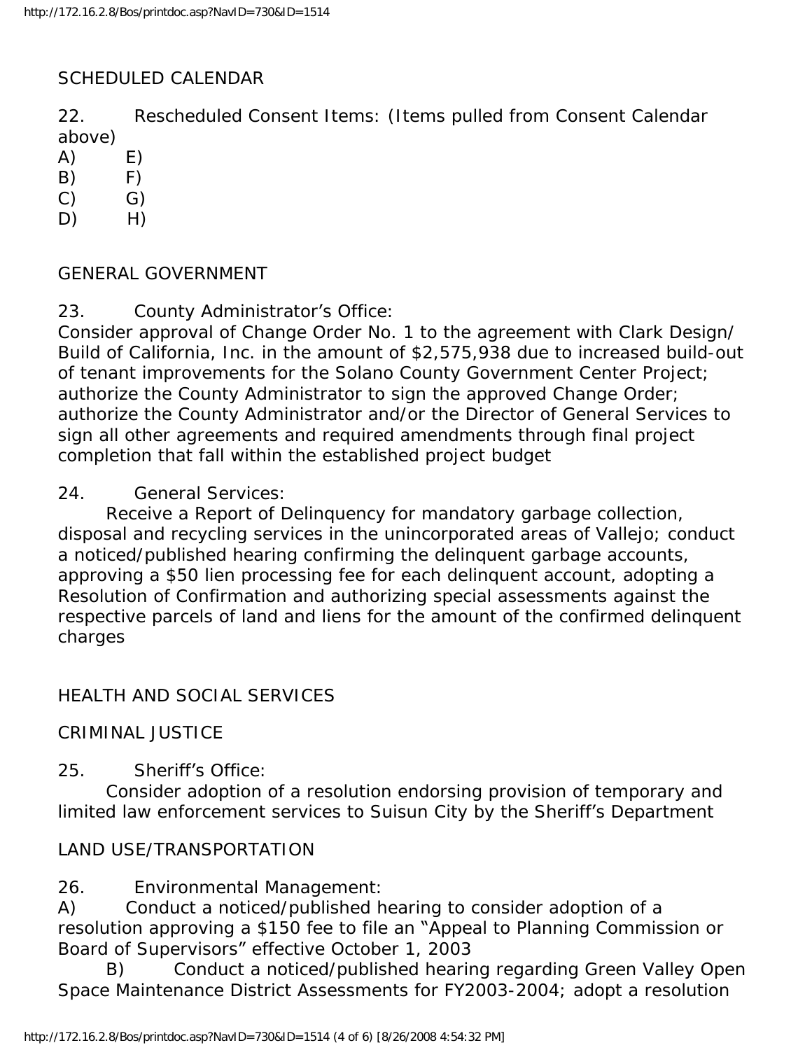SCHEDULED CALENDAR

22. Rescheduled Consent Items: (Items pulled from Consent Calendar above)

A) E)
B) F)
C) G)
D) H)

GENERAL GOVERNMENT

23. County Administrator's Office:
Consider approval of Change Order No. 1 to the agreement with Clark Design/ Build of California, Inc. in the amount of $2,575,938 due to increased build-out of tenant improvements for the Solano County Government Center Project; authorize the County Administrator to sign the approved Change Order; authorize the County Administrator and/or the Director of General Services to sign all other agreements and required amendments through final project completion that fall within the established project budget

24. General Services:
Receive a Report of Delinquency for mandatory garbage collection, disposal and recycling services in the unincorporated areas of Vallejo; conduct a noticed/published hearing confirming the delinquent garbage accounts, approving a $50 lien processing fee for each delinquent account, adopting a Resolution of Confirmation and authorizing special assessments against the respective parcels of land and liens for the amount of the confirmed delinquent charges

HEALTH AND SOCIAL SERVICES

CRIMINAL JUSTICE

25. Sheriff's Office:
Consider adoption of a resolution endorsing provision of temporary and limited law enforcement services to Suisun City by the Sheriff's Department

LAND USE/TRANSPORTATION

26. Environmental Management:
A) Conduct a noticed/published hearing to consider adoption of a resolution approving a $150 fee to file an "Appeal to Planning Commission or Board of Supervisors" effective October 1, 2003
B) Conduct a noticed/published hearing regarding Green Valley Open Space Maintenance District Assessments for FY2003-2004; adopt a resolution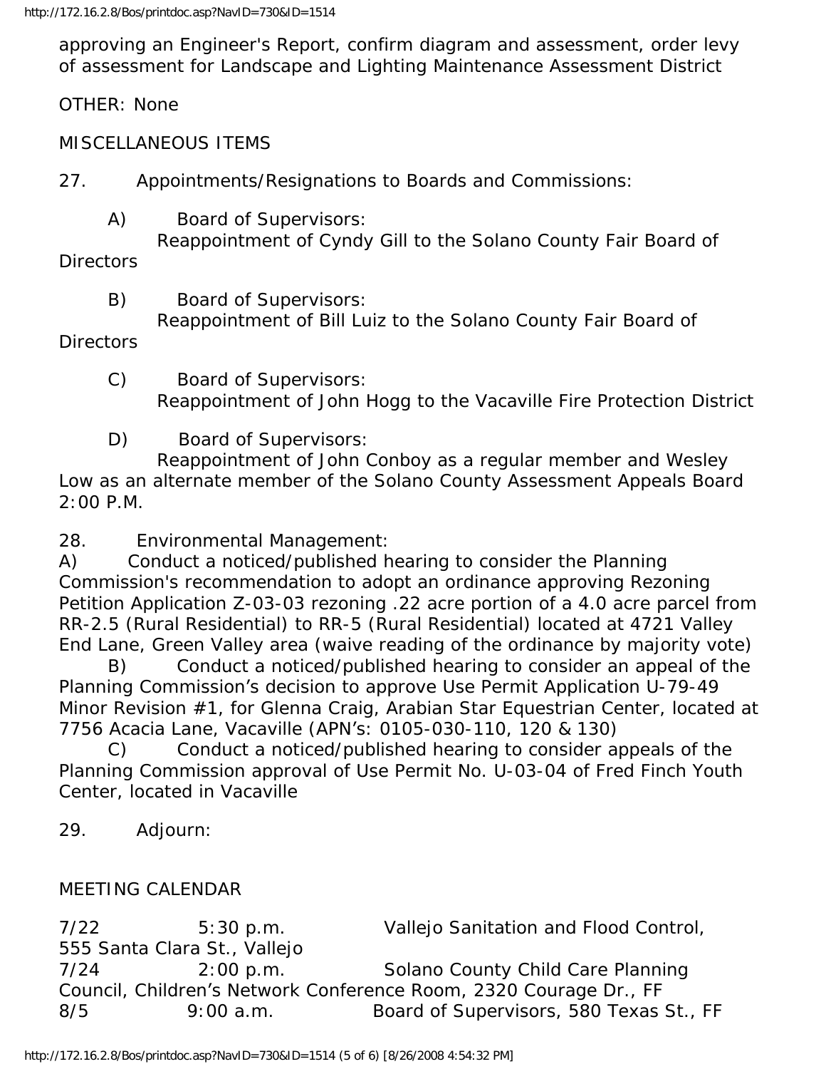approving an Engineer's Report, confirm diagram and assessment, order levy of assessment for Landscape and Lighting Maintenance Assessment District

OTHER: None

MISCELLANEOUS ITEMS

27. Appointments/Resignations to Boards and Commissions:

A) Board of Supervisors:
Reappointment of Cyndy Gill to the Solano County Fair Board of Directors

B) Board of Supervisors:
Reappointment of Bill Luiz to the Solano County Fair Board of Directors

C) Board of Supervisors:
Reappointment of John Hogg to the Vacaville Fire Protection District

D) Board of Supervisors:
Reappointment of John Conboy as a regular member and Wesley Low as an alternate member of the Solano County Assessment Appeals Board

2:00 P.M.

28. Environmental Management:

A) Conduct a noticed/published hearing to consider the Planning Commission's recommendation to adopt an ordinance approving Rezoning Petition Application Z-03-03 rezoning .22 acre portion of a 4.0 acre parcel from RR-2.5 (Rural Residential) to RR-5 (Rural Residential) located at 4721 Valley End Lane, Green Valley area (waive reading of the ordinance by majority vote)

B) Conduct a noticed/published hearing to consider an appeal of the Planning Commission's decision to approve Use Permit Application U-79-49 Minor Revision #1, for Glenna Craig, Arabian Star Equestrian Center, located at 7756 Acacia Lane, Vacaville (APN's: 0105-030-110, 120 & 130)

C) Conduct a noticed/published hearing to consider appeals of the Planning Commission approval of Use Permit No. U-03-04 of Fred Finch Youth Center, located in Vacaville

29. Adjourn:

MEETING CALENDAR

7/22 5:30 p.m. Vallejo Sanitation and Flood Control, 555 Santa Clara St., Vallejo

7/24 2:00 p.m. Solano County Child Care Planning Council, Children's Network Conference Room, 2320 Courage Dr., FF

8/5 9:00 a.m. Board of Supervisors, 580 Texas St., FF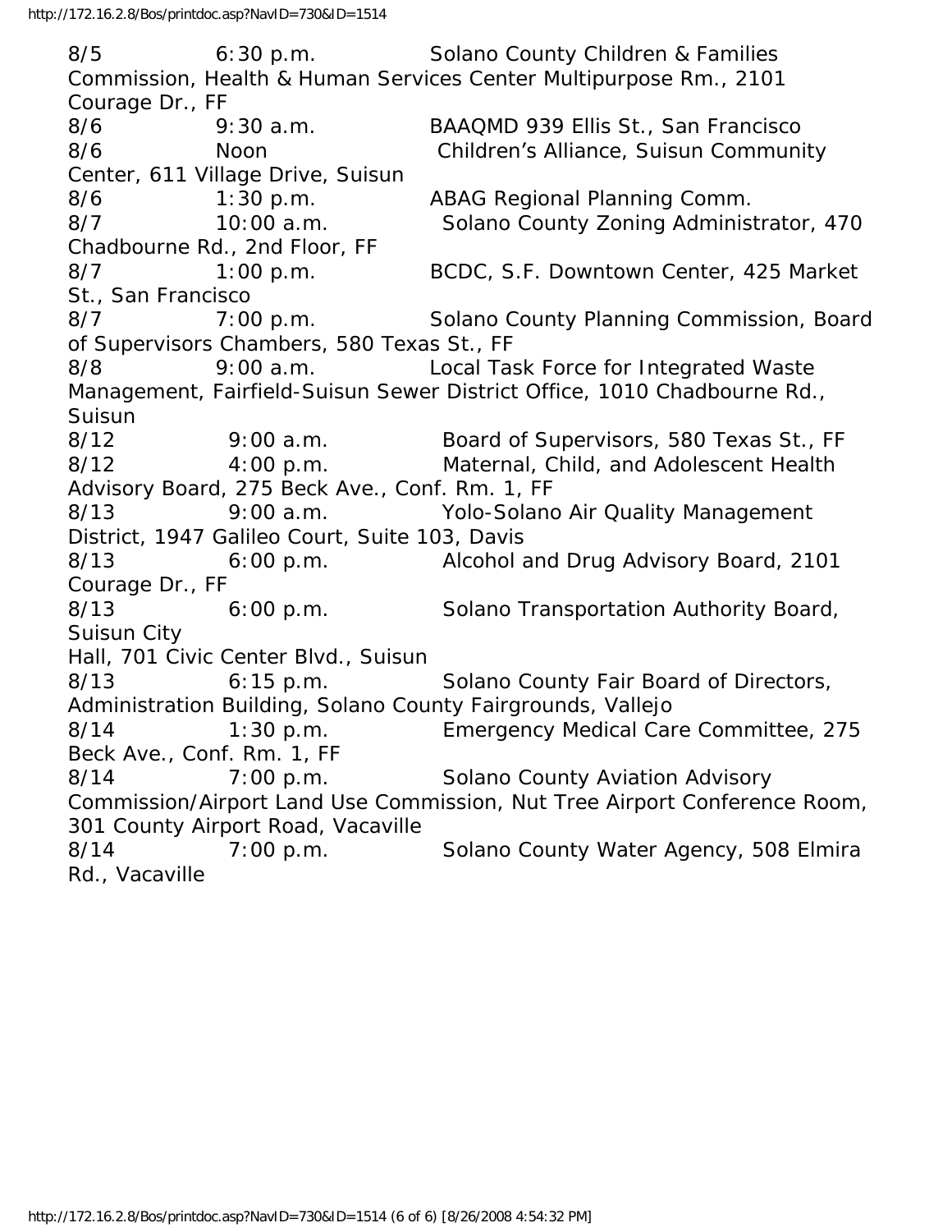8/5 6:30 p.m. Solano County Children & Families Commission, Health & Human Services Center Multipurpose Rm., 2101 Courage Dr., FF

8/6 9:30 a.m. BAAQMD 939 Ellis St., San Francisco

8/6 Noon Children's Alliance, Suisun Community Center, 611 Village Drive, Suisun

8/6 1:30 p.m. ABAG Regional Planning Comm.

8/7 10:00 a.m. Solano County Zoning Administrator, 470 Chadbourne Rd., 2nd Floor, FF

8/7 1:00 p.m. BCDC, S.F. Downtown Center, 425 Market St., San Francisco

8/7 7:00 p.m. Solano County Planning Commission, Board of Supervisors Chambers, 580 Texas St., FF

8/8 9:00 a.m. Local Task Force for Integrated Waste Management, Fairfield-Suisun Sewer District Office, 1010 Chadbourne Rd., Suisun

8/12 9:00 a.m. Board of Supervisors, 580 Texas St., FF

8/12 4:00 p.m. Maternal, Child, and Adolescent Health Advisory Board, 275 Beck Ave., Conf. Rm. 1, FF

8/13 9:00 a.m. Yolo-Solano Air Quality Management District, 1947 Galileo Court, Suite 103, Davis

8/13 6:00 p.m. Alcohol and Drug Advisory Board, 2101 Courage Dr., FF

8/13 6:00 p.m. Solano Transportation Authority Board, Suisun City
Hall, 701 Civic Center Blvd., Suisun

8/13 6:15 p.m. Solano County Fair Board of Directors, Administration Building, Solano County Fairgrounds, Vallejo

8/14 1:30 p.m. Emergency Medical Care Committee, 275 Beck Ave., Conf. Rm. 1, FF

8/14 7:00 p.m. Solano County Aviation Advisory Commission/Airport Land Use Commission, Nut Tree Airport Conference Room, 301 County Airport Road, Vacaville

8/14 7:00 p.m. Solano County Water Agency, 508 Elmira Rd., Vacaville